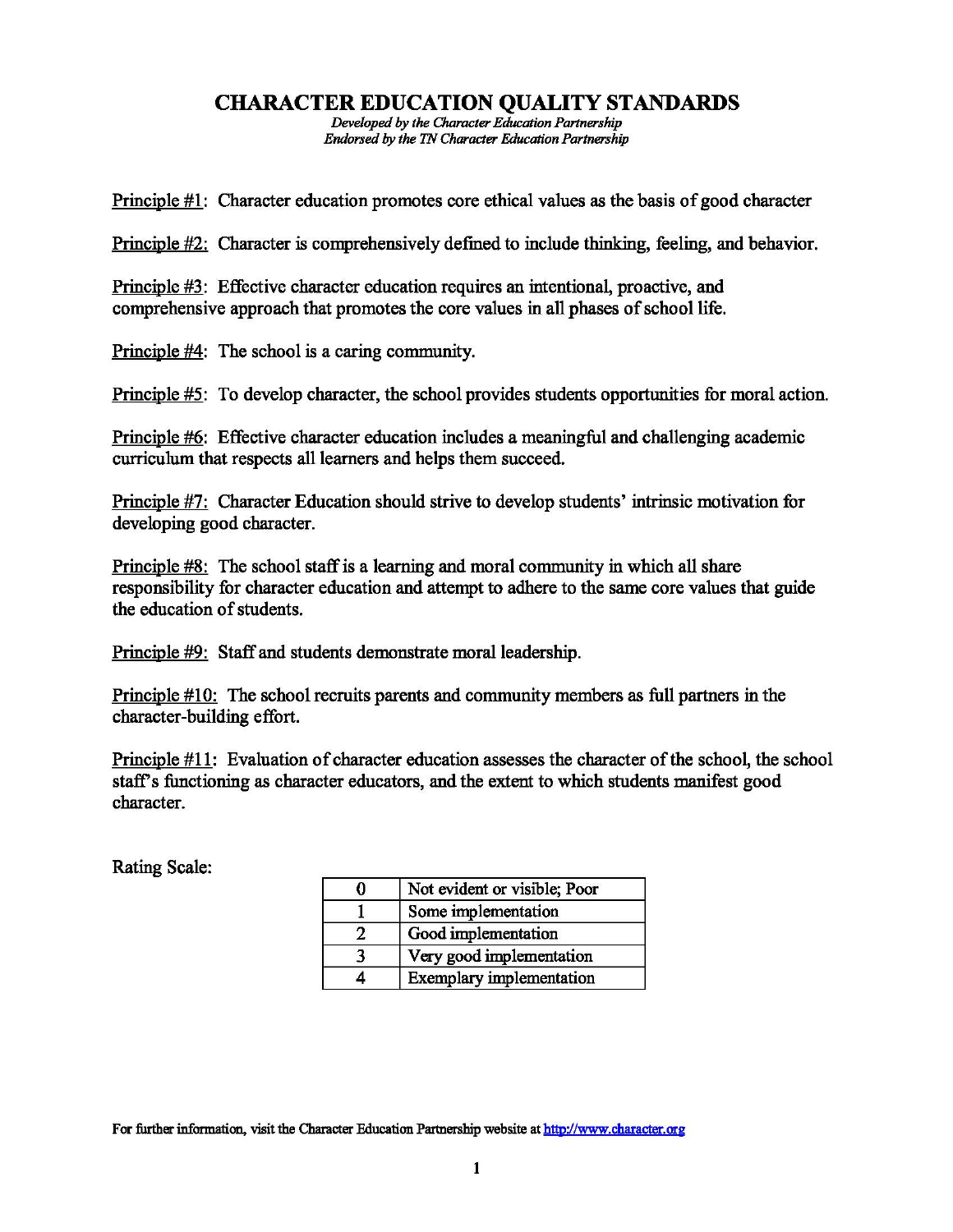# CHARACTER EDUCATION QUALITY STANDARDS

*Developed by the Character Education Partnership*
*Endorsed by the TN Character Education Partnership*

Principle #1: Character education promotes core ethical values as the basis of good character

Principle #2: Character is comprehensively defined to include thinking, feeling, and behavior.

Principle #3: Effective character education requires an intentional, proactive, and comprehensive approach that promotes the core values in all phases of school life.

Principle #4: The school is a caring community.

Principle #5: To develop character, the school provides students opportunities for moral action.

Principle #6: Effective character education includes a meaningful and challenging academic curriculum that respects all learners and helps them succeed.

Principle #7: Character Education should strive to develop students' intrinsic motivation for developing good character.

Principle #8: The school staff is a learning and moral community in which all share responsibility for character education and attempt to adhere to the same core values that guide the education of students.

Principle #9: Staff and students demonstrate moral leadership.

Principle #10: The school recruits parents and community members as full partners in the character-building effort.

Principle #11: Evaluation of character education assesses the character of the school, the school staff's functioning as character educators, and the extent to which students manifest good character.

Rating Scale:

| Rating | Description |
|---|---|
| 0 | Not evident or visible; Poor |
| 1 | Some implementation |
| 2 | Good implementation |
| 3 | Very good implementation |
| 4 | Exemplary implementation |

For further information, visit the Character Education Partnership website at http://www.character.org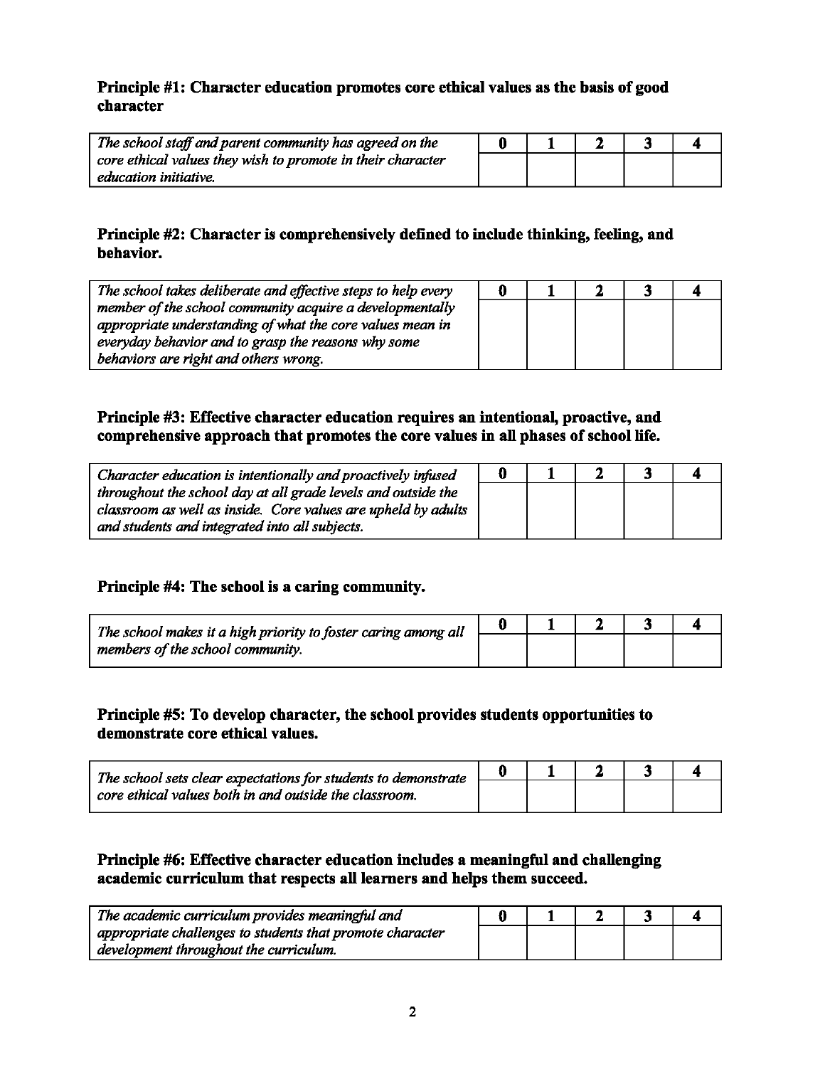**Principle #1: Character education promotes core ethical values as the basis of good character**

| *The school staff and parent community has agreed on the core ethical values they wish to promote in their character education initiative.* | 0 | 1 | 2 | 3 | 4 |
|---|---|---|---|---|---|
| | | | | | |

**Principle #2: Character is comprehensively defined to include thinking, feeling, and behavior.**

| *The school takes deliberate and effective steps to help every member of the school community acquire a developmentally appropriate understanding of what the core values mean in everyday behavior and to grasp the reasons why some behaviors are right and others wrong.* | 0 | 1 | 2 | 3 | 4 |
|---|---|---|---|---|---|
| | | | | | |

**Principle #3: Effective character education requires an intentional, proactive, and comprehensive approach that promotes the core values in all phases of school life.**

| *Character education is intentionally and proactively infused throughout the school day at all grade levels and outside the classroom as well as inside. Core values are upheld by adults and students and integrated into all subjects.* | 0 | 1 | 2 | 3 | 4 |
|---|---|---|---|---|---|
| | | | | | |

**Principle #4: The school is a caring community.**

| *The school makes it a high priority to foster caring among all members of the school community.* | 0 | 1 | 2 | 3 | 4 |
|---|---|---|---|---|---|
| | | | | | |

**Principle #5: To develop character, the school provides students opportunities to demonstrate core ethical values.**

| *The school sets clear expectations for students to demonstrate core ethical values both in and outside the classroom.* | 0 | 1 | 2 | 3 | 4 |
|---|---|---|---|---|---|
| | | | | | |

**Principle #6: Effective character education includes a meaningful and challenging academic curriculum that respects all learners and helps them succeed.**

| *The academic curriculum provides meaningful and appropriate challenges to students that promote character development throughout the curriculum.* | 0 | 1 | 2 | 3 | 4 |
|---|---|---|---|---|---|
| | | | | | |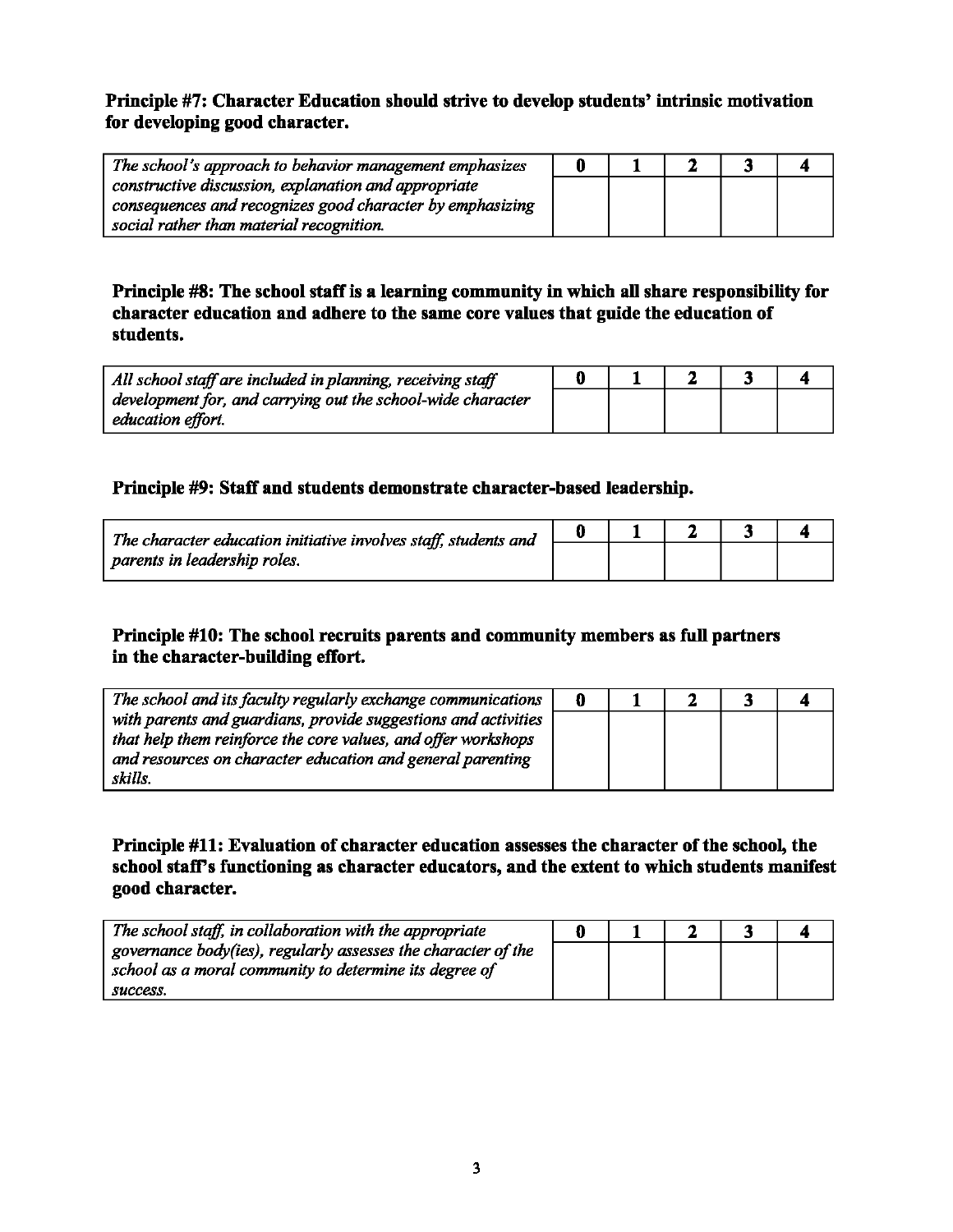**Principle #7: Character Education should strive to develop students' intrinsic motivation for developing good character.**

| | 0 | 1 | 2 | 3 | 4 |
|---|---|---|---|---|---|
| *The school's approach to behavior management emphasizes constructive discussion, explanation and appropriate consequences and recognizes good character by emphasizing social rather than material recognition.* | | | | | |

**Principle #8: The school staff is a learning community in which all share responsibility for character education and adhere to the same core values that guide the education of students.**

| | 0 | 1 | 2 | 3 | 4 |
|---|---|---|---|---|---|
| *All school staff are included in planning, receiving staff development for, and carrying out the school-wide character education effort.* | | | | | |

**Principle #9: Staff and students demonstrate character-based leadership.**

| | 0 | 1 | 2 | 3 | 4 |
|---|---|---|---|---|---|
| *The character education initiative involves staff, students and parents in leadership roles.* | | | | | |

**Principle #10: The school recruits parents and community members as full partners in the character-building effort.**

| | 0 | 1 | 2 | 3 | 4 |
|---|---|---|---|---|---|
| *The school and its faculty regularly exchange communications with parents and guardians, provide suggestions and activities that help them reinforce the core values, and offer workshops and resources on character education and general parenting skills.* | | | | | |

**Principle #11: Evaluation of character education assesses the character of the school, the school staff's functioning as character educators, and the extent to which students manifest good character.**

| | 0 | 1 | 2 | 3 | 4 |
|---|---|---|---|---|---|
| *The school staff, in collaboration with the appropriate governance body(ies), regularly assesses the character of the school as a moral community to determine its degree of success.* | | | | | |